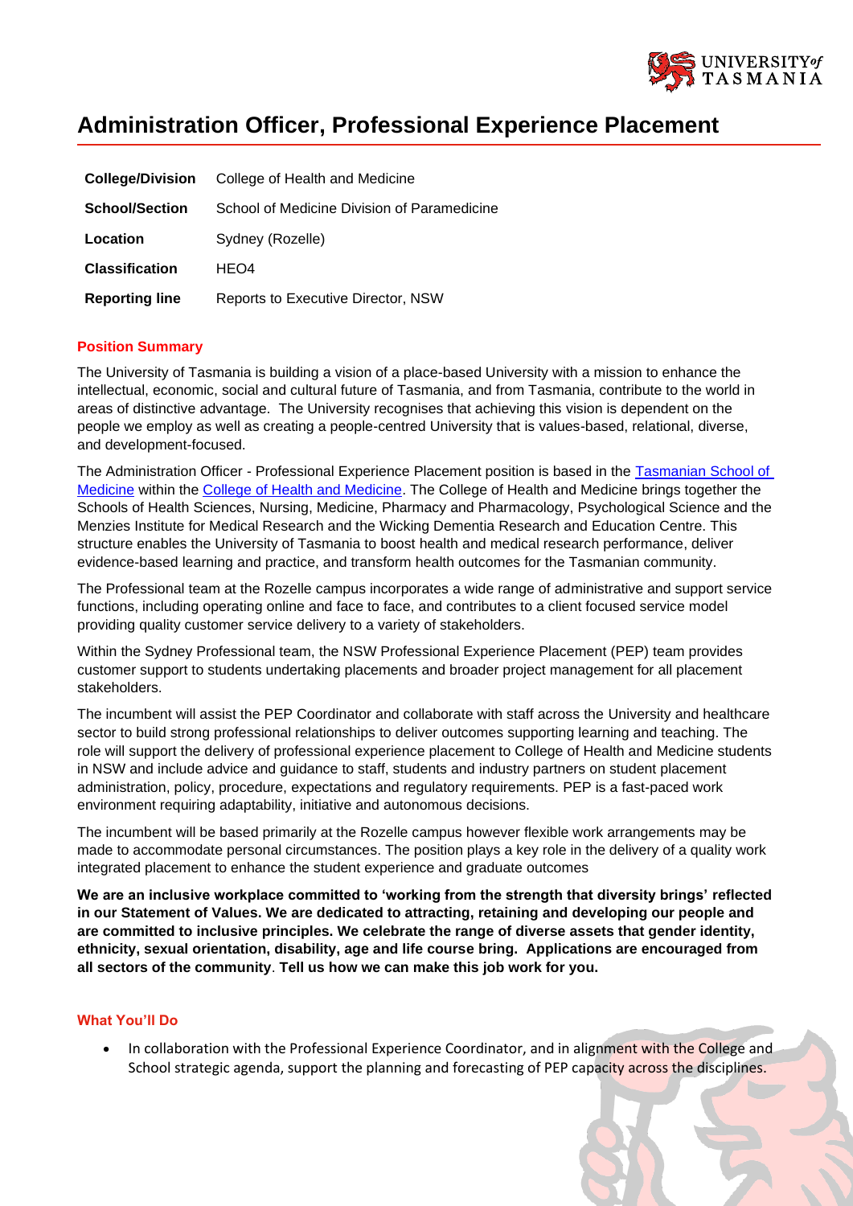# Administration Officer, Professional Experience Placement

| | |
|---|---|
| **College/Division** | College of Health and Medicine |
| **School/Section** | School of Medicine Division of Paramedicine |
| **Location** | Sydney (Rozelle) |
| **Classification** | HEO4 |
| **Reporting line** | Reports to Executive Director, NSW |

## Position Summary

The University of Tasmania is building a vision of a place-based University with a mission to enhance the intellectual, economic, social and cultural future of Tasmania, and from Tasmania, contribute to the world in areas of distinctive advantage. The University recognises that achieving this vision is dependent on the people we employ as well as creating a people-centred University that is values-based, relational, diverse, and development-focused.

The Administration Officer - Professional Experience Placement position is based in the Tasmanian School of Medicine within the College of Health and Medicine. The College of Health and Medicine brings together the Schools of Health Sciences, Nursing, Medicine, Pharmacy and Pharmacology, Psychological Science and the Menzies Institute for Medical Research and the Wicking Dementia Research and Education Centre. This structure enables the University of Tasmania to boost health and medical research performance, deliver evidence-based learning and practice, and transform health outcomes for the Tasmanian community.

The Professional team at the Rozelle campus incorporates a wide range of administrative and support service functions, including operating online and face to face, and contributes to a client focused service model providing quality customer service delivery to a variety of stakeholders.

Within the Sydney Professional team, the NSW Professional Experience Placement (PEP) team provides customer support to students undertaking placements and broader project management for all placement stakeholders.

The incumbent will assist the PEP Coordinator and collaborate with staff across the University and healthcare sector to build strong professional relationships to deliver outcomes supporting learning and teaching. The role will support the delivery of professional experience placement to College of Health and Medicine students in NSW and include advice and guidance to staff, students and industry partners on student placement administration, policy, procedure, expectations and regulatory requirements. PEP is a fast-paced work environment requiring adaptability, initiative and autonomous decisions.

The incumbent will be based primarily at the Rozelle campus however flexible work arrangements may be made to accommodate personal circumstances. The position plays a key role in the delivery of a quality work integrated placement to enhance the student experience and graduate outcomes

**We are an inclusive workplace committed to 'working from the strength that diversity brings' reflected in our Statement of Values. We are dedicated to attracting, retaining and developing our people and are committed to inclusive principles. We celebrate the range of diverse assets that gender identity, ethnicity, sexual orientation, disability, age and life course bring. Applications are encouraged from all sectors of the community**. **Tell us how we can make this job work for you.**

## What You'll Do

- In collaboration with the Professional Experience Coordinator, and in alignment with the College and School strategic agenda, support the planning and forecasting of PEP capacity across the disciplines.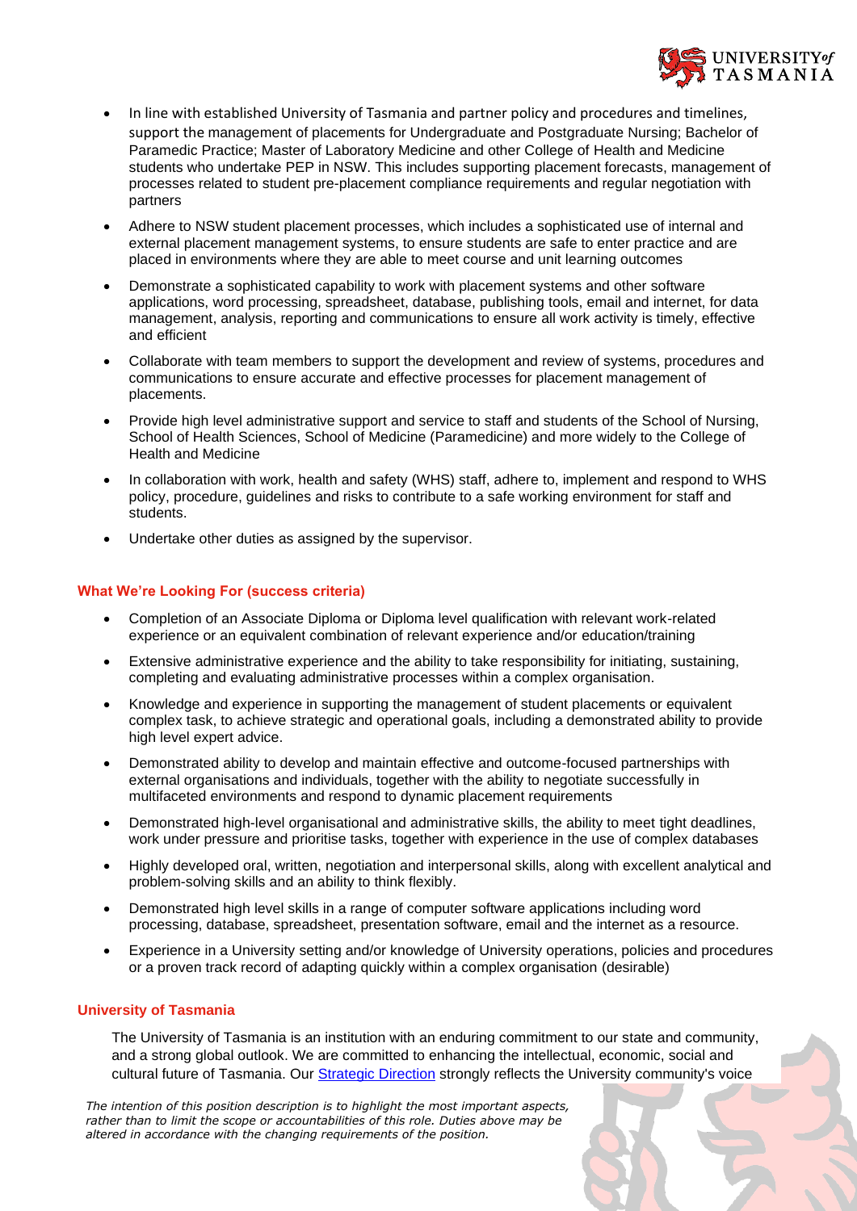- In line with established University of Tasmania and partner policy and procedures and timelines, support the management of placements for Undergraduate and Postgraduate Nursing; Bachelor of Paramedic Practice; Master of Laboratory Medicine and other College of Health and Medicine students who undertake PEP in NSW. This includes supporting placement forecasts, management of processes related to student pre-placement compliance requirements and regular negotiation with partners
- Adhere to NSW student placement processes, which includes a sophisticated use of internal and external placement management systems, to ensure students are safe to enter practice and are placed in environments where they are able to meet course and unit learning outcomes
- Demonstrate a sophisticated capability to work with placement systems and other software applications, word processing, spreadsheet, database, publishing tools, email and internet, for data management, analysis, reporting and communications to ensure all work activity is timely, effective and efficient
- Collaborate with team members to support the development and review of systems, procedures and communications to ensure accurate and effective processes for placement management of placements.
- Provide high level administrative support and service to staff and students of the School of Nursing, School of Health Sciences, School of Medicine (Paramedicine) and more widely to the College of Health and Medicine
- In collaboration with work, health and safety (WHS) staff, adhere to, implement and respond to WHS policy, procedure, guidelines and risks to contribute to a safe working environment for staff and students.
- Undertake other duties as assigned by the supervisor.

## What We're Looking For (success criteria)

- Completion of an Associate Diploma or Diploma level qualification with relevant work-related experience or an equivalent combination of relevant experience and/or education/training
- Extensive administrative experience and the ability to take responsibility for initiating, sustaining, completing and evaluating administrative processes within a complex organisation.
- Knowledge and experience in supporting the management of student placements or equivalent complex task, to achieve strategic and operational goals, including a demonstrated ability to provide high level expert advice.
- Demonstrated ability to develop and maintain effective and outcome-focused partnerships with external organisations and individuals, together with the ability to negotiate successfully in multifaceted environments and respond to dynamic placement requirements
- Demonstrated high-level organisational and administrative skills, the ability to meet tight deadlines, work under pressure and prioritise tasks, together with experience in the use of complex databases
- Highly developed oral, written, negotiation and interpersonal skills, along with excellent analytical and problem-solving skills and an ability to think flexibly.
- Demonstrated high level skills in a range of computer software applications including word processing, database, spreadsheet, presentation software, email and the internet as a resource.
- Experience in a University setting and/or knowledge of University operations, policies and procedures or a proven track record of adapting quickly within a complex organisation (desirable)

## University of Tasmania

The University of Tasmania is an institution with an enduring commitment to our state and community, and a strong global outlook. We are committed to enhancing the intellectual, economic, social and cultural future of Tasmania. Our Strategic Direction strongly reflects the University community's voice

*The intention of this position description is to highlight the most important aspects, rather than to limit the scope or accountabilities of this role. Duties above may be altered in accordance with the changing requirements of the position.*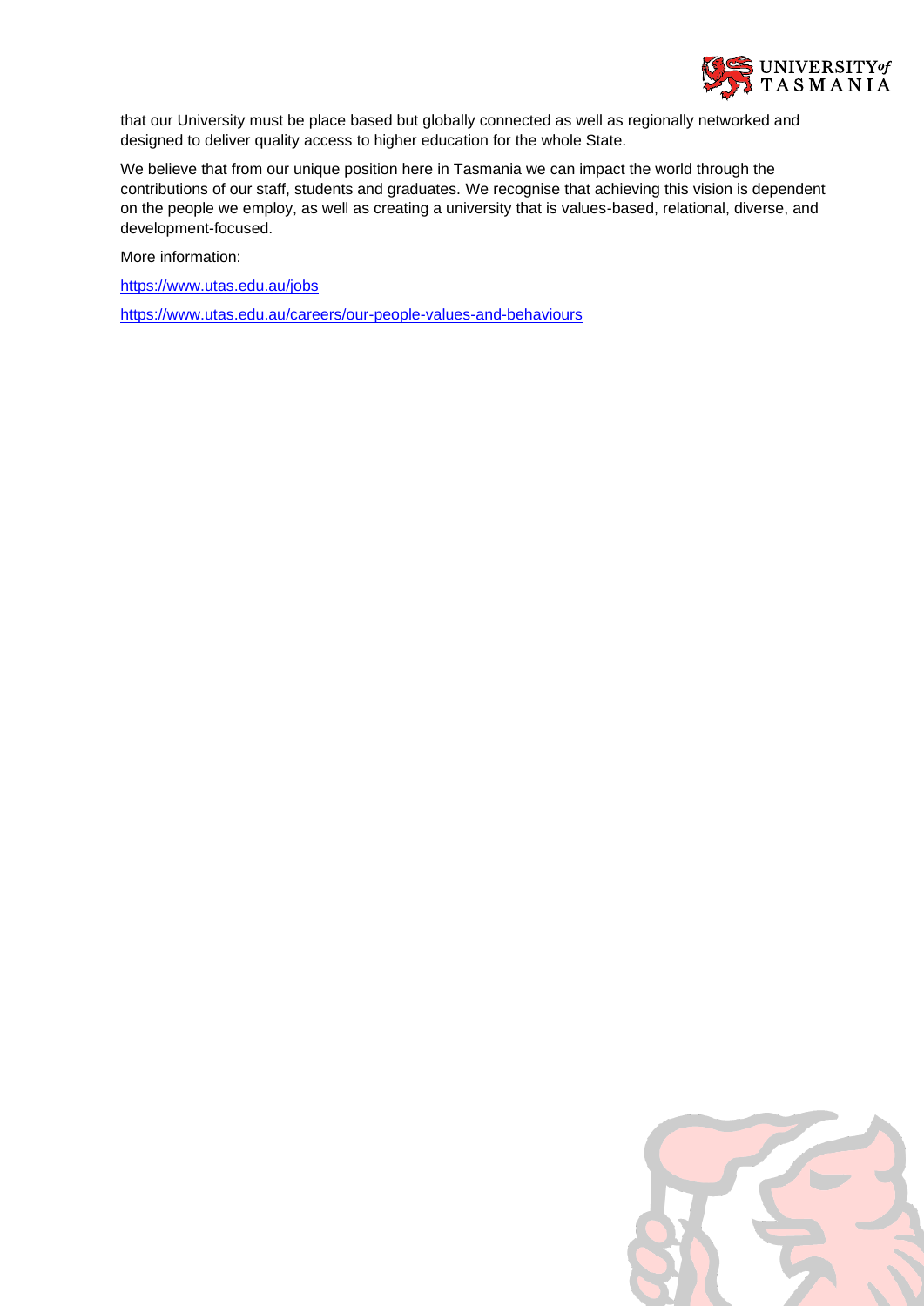that our University must be place based but globally connected as well as regionally networked and designed to deliver quality access to higher education for the whole State.

We believe that from our unique position here in Tasmania we can impact the world through the contributions of our staff, students and graduates. We recognise that achieving this vision is dependent on the people we employ, as well as creating a university that is values-based, relational, diverse, and development-focused.

More information:

https://www.utas.edu.au/jobs

https://www.utas.edu.au/careers/our-people-values-and-behaviours